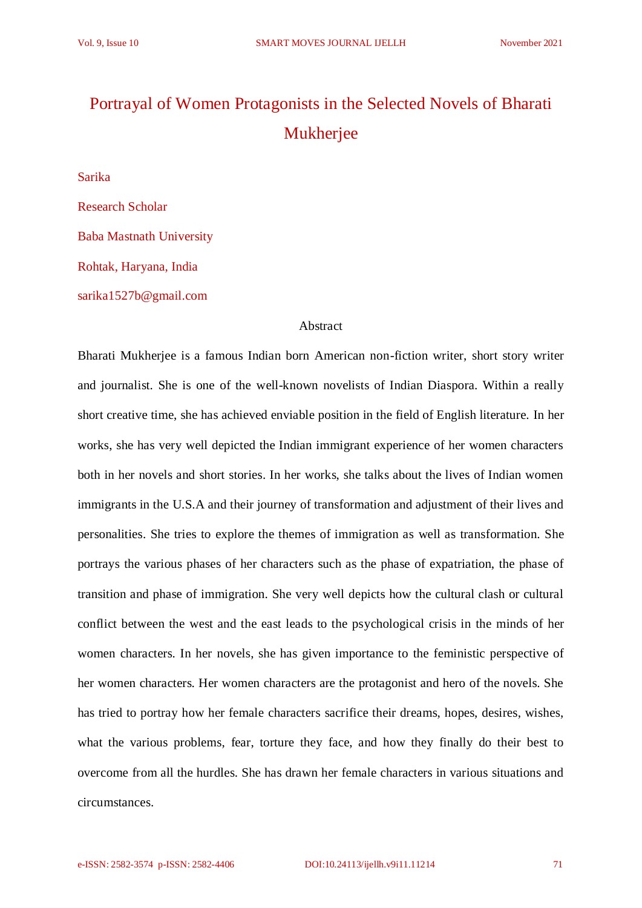# Portrayal of Women Protagonists in the Selected Novels of Bharati Mukherjee

Sarika

Research Scholar

Baba Mastnath University

Rohtak, Haryana, India

sarika1527b@gmail.com

## Abstract

Bharati Mukherjee is a famous Indian born American non-fiction writer, short story writer and journalist. She is one of the well-known novelists of Indian Diaspora. Within a really short creative time, she has achieved enviable position in the field of English literature. In her works, she has very well depicted the Indian immigrant experience of her women characters both in her novels and short stories. In her works, she talks about the lives of Indian women immigrants in the U.S.A and their journey of transformation and adjustment of their lives and personalities. She tries to explore the themes of immigration as well as transformation. She portrays the various phases of her characters such as the phase of expatriation, the phase of transition and phase of immigration. She very well depicts how the cultural clash or cultural conflict between the west and the east leads to the psychological crisis in the minds of her women characters. In her novels, she has given importance to the feministic perspective of her women characters. Her women characters are the protagonist and hero of the novels. She has tried to portray how her female characters sacrifice their dreams, hopes, desires, wishes, what the various problems, fear, torture they face, and how they finally do their best to overcome from all the hurdles. She has drawn her female characters in various situations and circumstances.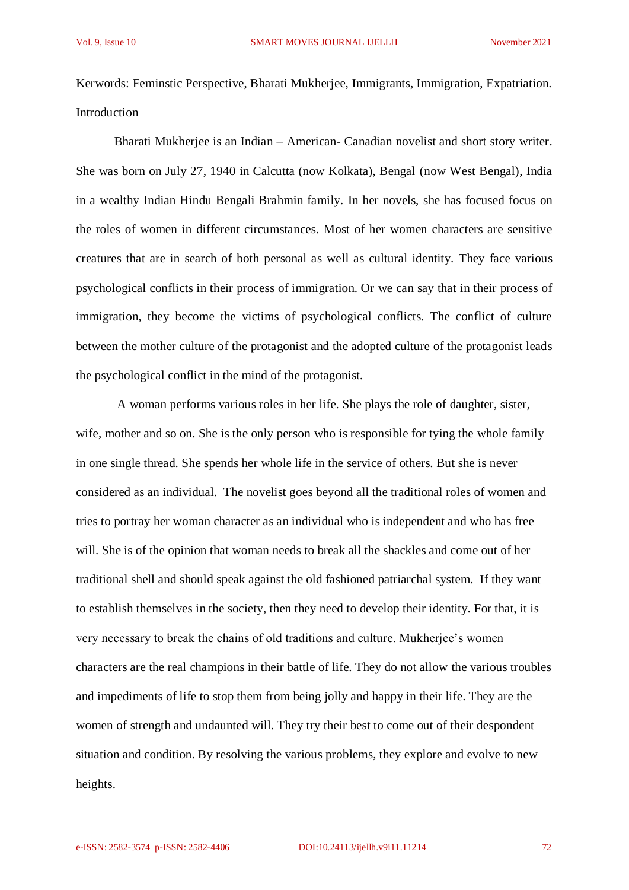Kerwords: Feminstic Perspective, Bharati Mukherjee, Immigrants, Immigration, Expatriation.

## Introduction

Bharati Mukherjee is an Indian – American- Canadian novelist and short story writer. She was born on July 27, 1940 in Calcutta (now Kolkata), Bengal (now West Bengal), India in a wealthy Indian Hindu Bengali Brahmin family. In her novels, she has focused focus on the roles of women in different circumstances. Most of her women characters are sensitive creatures that are in search of both personal as well as cultural identity. They face various psychological conflicts in their process of immigration. Or we can say that in their process of immigration, they become the victims of psychological conflicts. The conflict of culture between the mother culture of the protagonist and the adopted culture of the protagonist leads the psychological conflict in the mind of the protagonist.

A woman performs various roles in her life. She plays the role of daughter, sister, wife, mother and so on. She is the only person who is responsible for tying the whole family in one single thread. She spends her whole life in the service of others. But she is never considered as an individual. The novelist goes beyond all the traditional roles of women and tries to portray her woman character as an individual who is independent and who has free will. She is of the opinion that woman needs to break all the shackles and come out of her traditional shell and should speak against the old fashioned patriarchal system. If they want to establish themselves in the society, then they need to develop their identity. For that, it is very necessary to break the chains of old traditions and culture. Mukherjee's women characters are the real champions in their battle of life. They do not allow the various troubles and impediments of life to stop them from being jolly and happy in their life. They are the women of strength and undaunted will. They try their best to come out of their despondent situation and condition. By resolving the various problems, they explore and evolve to new heights.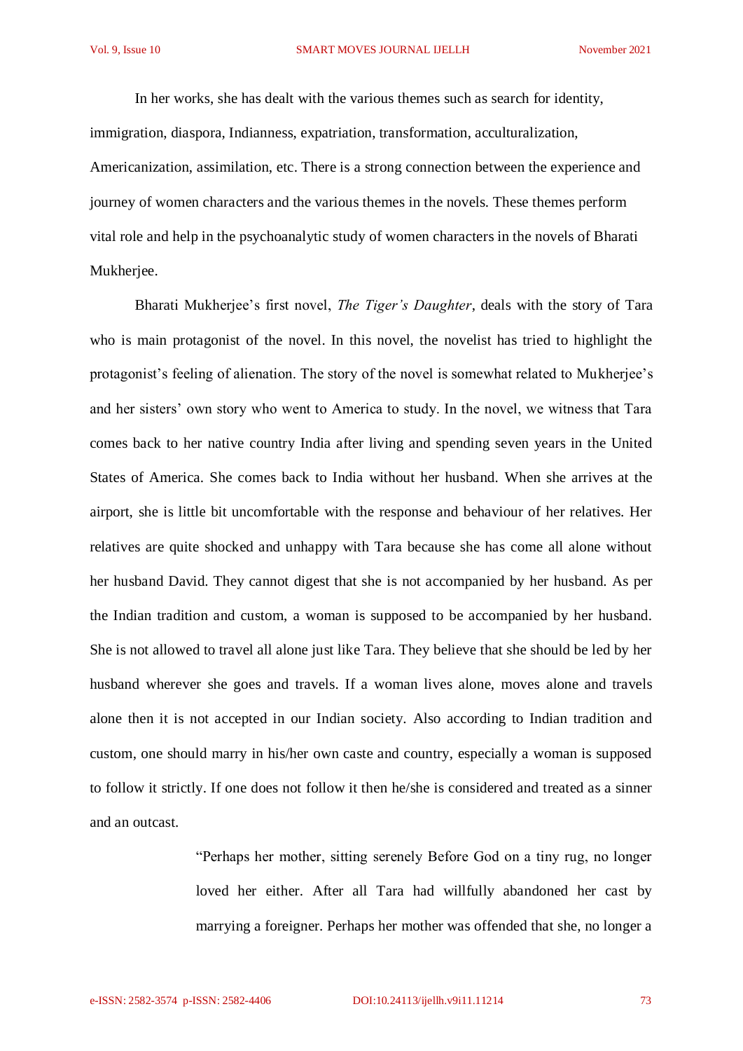In her works, she has dealt with the various themes such as search for identity, immigration, diaspora, Indianness, expatriation, transformation, acculturalization, Americanization, assimilation, etc. There is a strong connection between the experience and journey of women characters and the various themes in the novels. These themes perform vital role and help in the psychoanalytic study of women characters in the novels of Bharati Mukherjee.

Bharati Mukherjee's first novel, *The Tiger's Daughter*, deals with the story of Tara who is main protagonist of the novel. In this novel, the novelist has tried to highlight the protagonist's feeling of alienation. The story of the novel is somewhat related to Mukherjee's and her sisters' own story who went to America to study. In the novel, we witness that Tara comes back to her native country India after living and spending seven years in the United States of America. She comes back to India without her husband. When she arrives at the airport, she is little bit uncomfortable with the response and behaviour of her relatives. Her relatives are quite shocked and unhappy with Tara because she has come all alone without her husband David. They cannot digest that she is not accompanied by her husband. As per the Indian tradition and custom, a woman is supposed to be accompanied by her husband. She is not allowed to travel all alone just like Tara. They believe that she should be led by her husband wherever she goes and travels. If a woman lives alone, moves alone and travels alone then it is not accepted in our Indian society. Also according to Indian tradition and custom, one should marry in his/her own caste and country, especially a woman is supposed to follow it strictly. If one does not follow it then he/she is considered and treated as a sinner and an outcast.

> "Perhaps her mother, sitting serenely Before God on a tiny rug, no longer loved her either. After all Tara had willfully abandoned her cast by marrying a foreigner. Perhaps her mother was offended that she, no longer a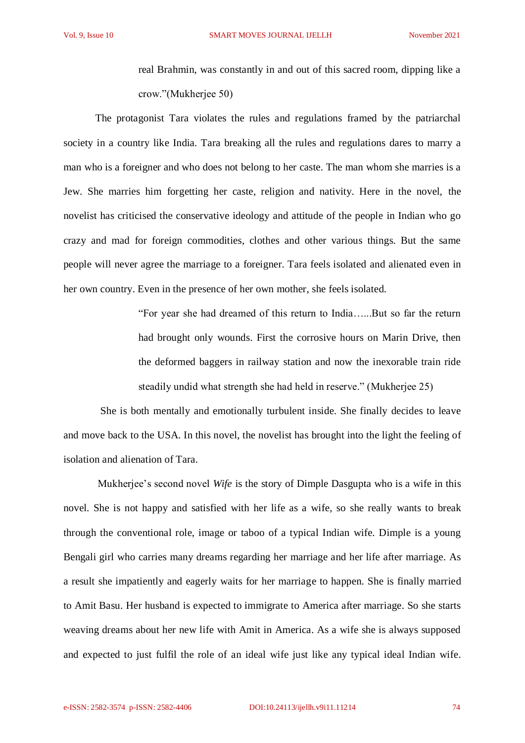> real Brahmin, was constantly in and out of this sacred room, dipping like a crow."(Mukherjee 50)

The protagonist Tara violates the rules and regulations framed by the patriarchal society in a country like India. Tara breaking all the rules and regulations dares to marry a man who is a foreigner and who does not belong to her caste. The man whom she marries is a Jew. She marries him forgetting her caste, religion and nativity. Here in the novel, the novelist has criticised the conservative ideology and attitude of the people in Indian who go crazy and mad for foreign commodities, clothes and other various things. But the same people will never agree the marriage to a foreigner. Tara feels isolated and alienated even in her own country. Even in the presence of her own mother, she feels isolated.

> "For year she had dreamed of this return to India…...But so far the return had brought only wounds. First the corrosive hours on Marin Drive, then the deformed baggers in railway station and now the inexorable train ride steadily undid what strength she had held in reserve." (Mukherjee 25)

She is both mentally and emotionally turbulent inside. She finally decides to leave and move back to the USA. In this novel, the novelist has brought into the light the feeling of isolation and alienation of Tara.

Mukherjee's second novel *Wife* is the story of Dimple Dasgupta who is a wife in this novel. She is not happy and satisfied with her life as a wife, so she really wants to break through the conventional role, image or taboo of a typical Indian wife. Dimple is a young Bengali girl who carries many dreams regarding her marriage and her life after marriage. As a result she impatiently and eagerly waits for her marriage to happen. She is finally married to Amit Basu. Her husband is expected to immigrate to America after marriage. So she starts weaving dreams about her new life with Amit in America. As a wife she is always supposed and expected to just fulfil the role of an ideal wife just like any typical ideal Indian wife.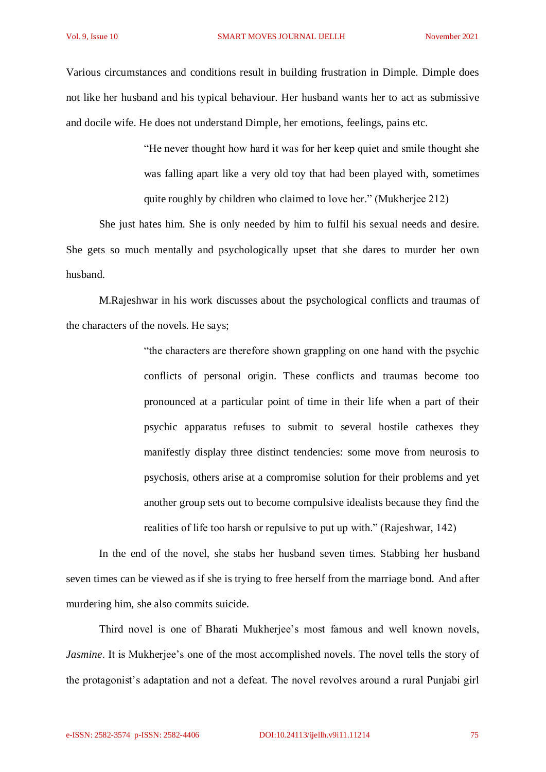Various circumstances and conditions result in building frustration in Dimple. Dimple does not like her husband and his typical behaviour. Her husband wants her to act as submissive and docile wife. He does not understand Dimple, her emotions, feelings, pains etc.

> "He never thought how hard it was for her keep quiet and smile thought she was falling apart like a very old toy that had been played with, sometimes quite roughly by children who claimed to love her." (Mukherjee 212)

She just hates him. She is only needed by him to fulfil his sexual needs and desire. She gets so much mentally and psychologically upset that she dares to murder her own husband.

M.Rajeshwar in his work discusses about the psychological conflicts and traumas of the characters of the novels. He says;

> "the characters are therefore shown grappling on one hand with the psychic conflicts of personal origin. These conflicts and traumas become too pronounced at a particular point of time in their life when a part of their psychic apparatus refuses to submit to several hostile cathexes they manifestly display three distinct tendencies: some move from neurosis to psychosis, others arise at a compromise solution for their problems and yet another group sets out to become compulsive idealists because they find the realities of life too harsh or repulsive to put up with." (Rajeshwar, 142)

In the end of the novel, she stabs her husband seven times. Stabbing her husband seven times can be viewed as if she is trying to free herself from the marriage bond. And after murdering him, she also commits suicide.

Third novel is one of Bharati Mukherjee's most famous and well known novels, *Jasmine*. It is Mukherjee's one of the most accomplished novels. The novel tells the story of the protagonist's adaptation and not a defeat. The novel revolves around a rural Punjabi girl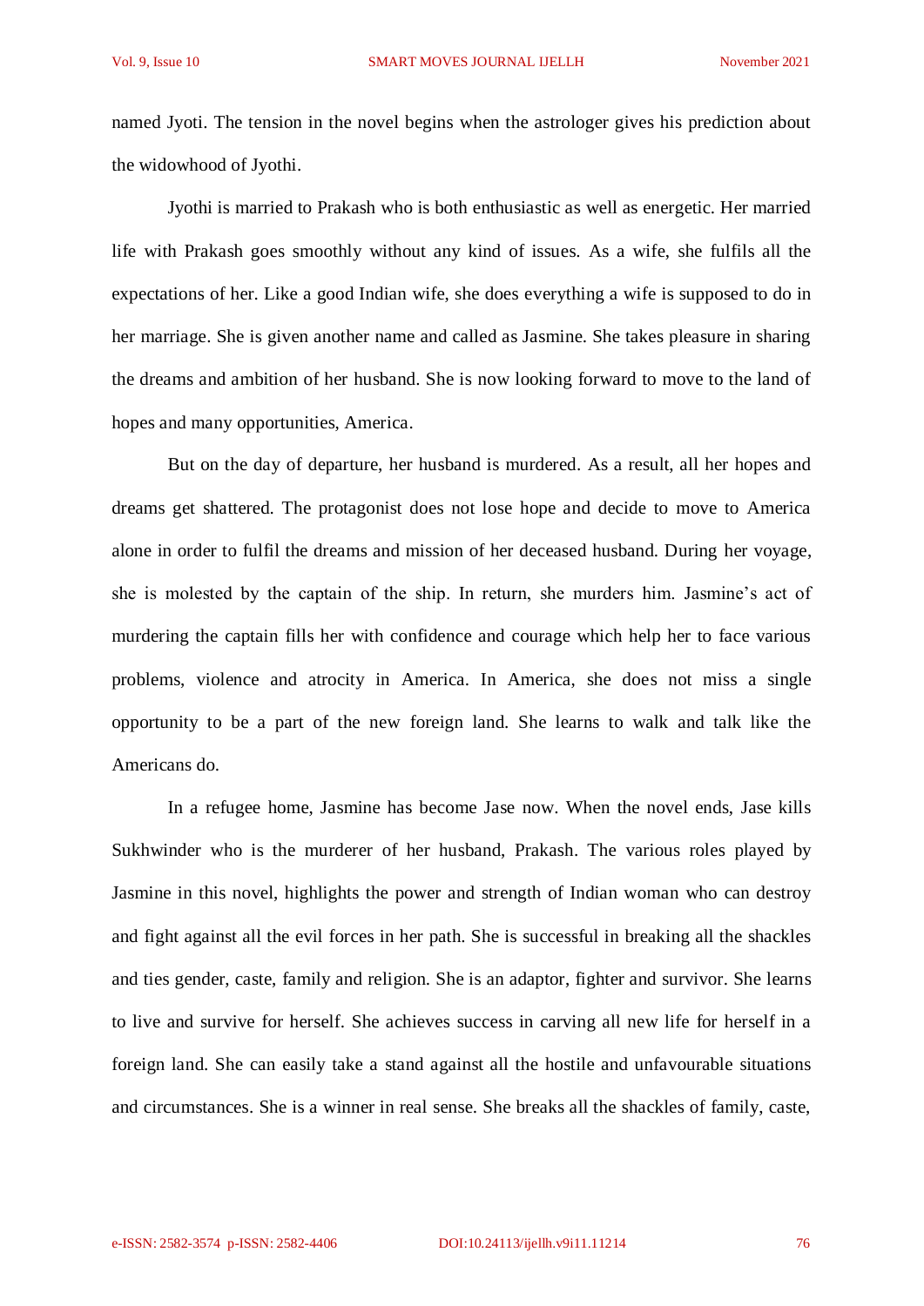named Jyoti. The tension in the novel begins when the astrologer gives his prediction about the widowhood of Jyothi.

Jyothi is married to Prakash who is both enthusiastic as well as energetic. Her married life with Prakash goes smoothly without any kind of issues. As a wife, she fulfils all the expectations of her. Like a good Indian wife, she does everything a wife is supposed to do in her marriage. She is given another name and called as Jasmine. She takes pleasure in sharing the dreams and ambition of her husband. She is now looking forward to move to the land of hopes and many opportunities, America.

But on the day of departure, her husband is murdered. As a result, all her hopes and dreams get shattered. The protagonist does not lose hope and decide to move to America alone in order to fulfil the dreams and mission of her deceased husband. During her voyage, she is molested by the captain of the ship. In return, she murders him. Jasmine's act of murdering the captain fills her with confidence and courage which help her to face various problems, violence and atrocity in America. In America, she does not miss a single opportunity to be a part of the new foreign land. She learns to walk and talk like the Americans do.

In a refugee home, Jasmine has become Jase now. When the novel ends, Jase kills Sukhwinder who is the murderer of her husband, Prakash. The various roles played by Jasmine in this novel, highlights the power and strength of Indian woman who can destroy and fight against all the evil forces in her path. She is successful in breaking all the shackles and ties gender, caste, family and religion. She is an adaptor, fighter and survivor. She learns to live and survive for herself. She achieves success in carving all new life for herself in a foreign land. She can easily take a stand against all the hostile and unfavourable situations and circumstances. She is a winner in real sense. She breaks all the shackles of family, caste,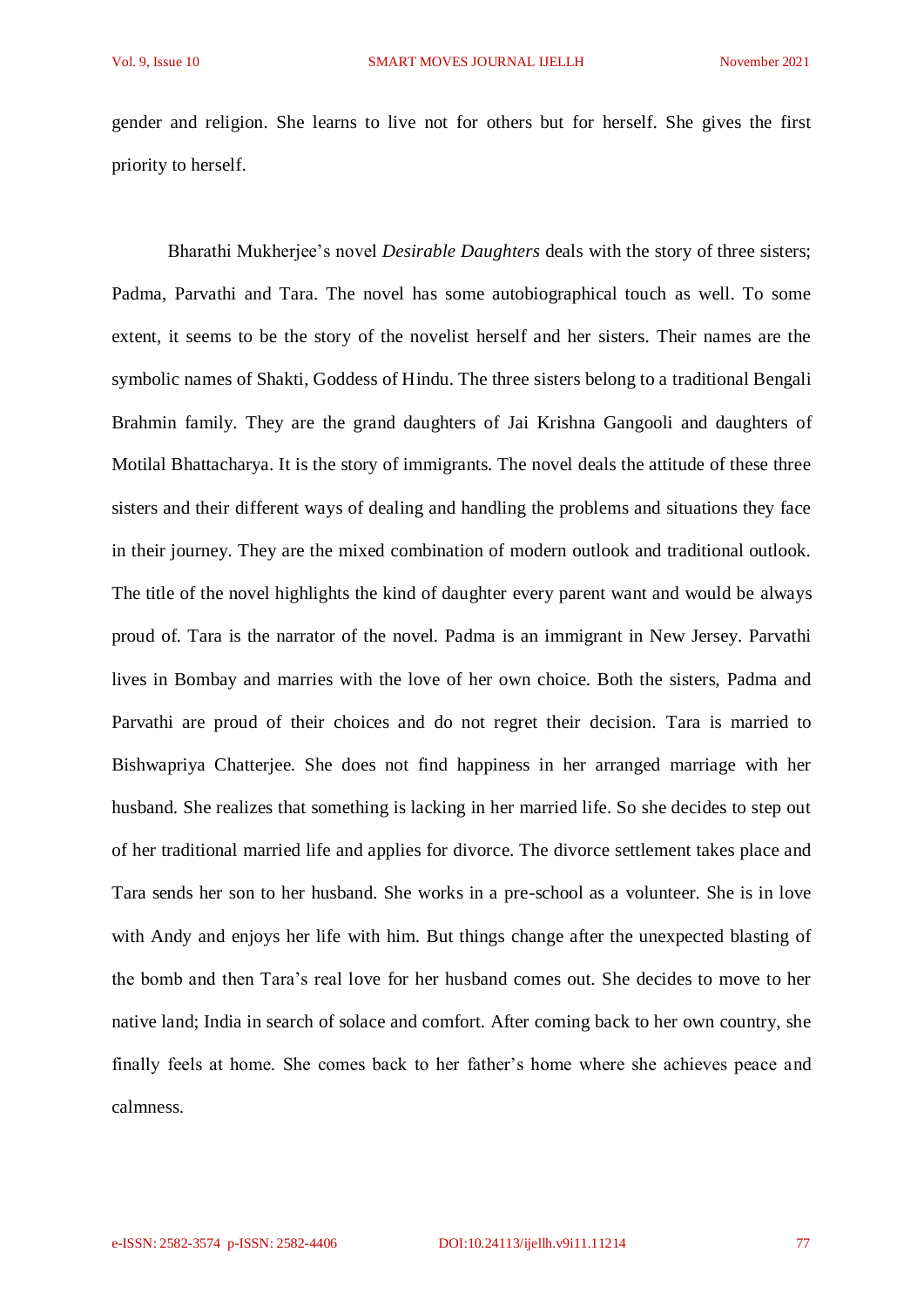gender and religion. She learns to live not for others but for herself. She gives the first priority to herself.

Bharathi Mukherjee's novel *Desirable Daughters* deals with the story of three sisters; Padma, Parvathi and Tara. The novel has some autobiographical touch as well. To some extent, it seems to be the story of the novelist herself and her sisters. Their names are the symbolic names of Shakti, Goddess of Hindu. The three sisters belong to a traditional Bengali Brahmin family. They are the grand daughters of Jai Krishna Gangooli and daughters of Motilal Bhattacharya. It is the story of immigrants. The novel deals the attitude of these three sisters and their different ways of dealing and handling the problems and situations they face in their journey. They are the mixed combination of modern outlook and traditional outlook. The title of the novel highlights the kind of daughter every parent want and would be always proud of. Tara is the narrator of the novel. Padma is an immigrant in New Jersey. Parvathi lives in Bombay and marries with the love of her own choice. Both the sisters, Padma and Parvathi are proud of their choices and do not regret their decision. Tara is married to Bishwapriya Chatterjee. She does not find happiness in her arranged marriage with her husband. She realizes that something is lacking in her married life. So she decides to step out of her traditional married life and applies for divorce. The divorce settlement takes place and Tara sends her son to her husband. She works in a pre-school as a volunteer. She is in love with Andy and enjoys her life with him. But things change after the unexpected blasting of the bomb and then Tara's real love for her husband comes out. She decides to move to her native land; India in search of solace and comfort. After coming back to her own country, she finally feels at home. She comes back to her father's home where she achieves peace and calmness.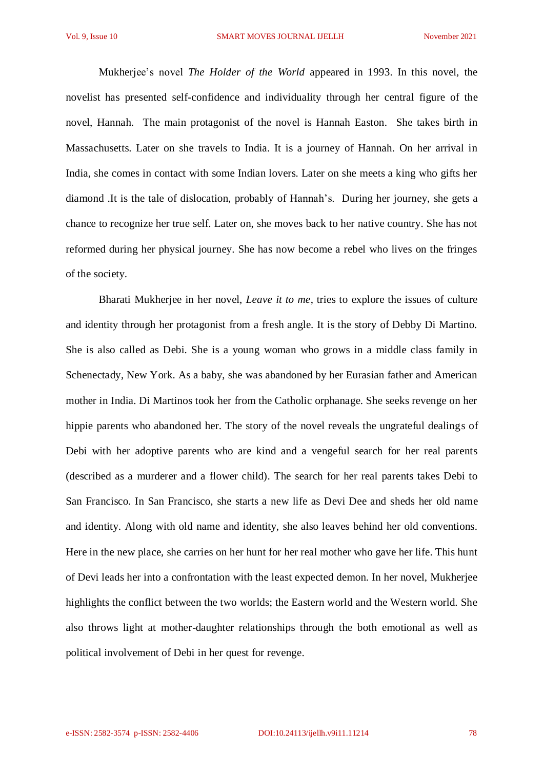Mukherjee's novel *The Holder of the World* appeared in 1993. In this novel, the novelist has presented self-confidence and individuality through her central figure of the novel, Hannah. The main protagonist of the novel is Hannah Easton. She takes birth in Massachusetts. Later on she travels to India. It is a journey of Hannah. On her arrival in India, she comes in contact with some Indian lovers. Later on she meets a king who gifts her diamond .It is the tale of dislocation, probably of Hannah's. During her journey, she gets a chance to recognize her true self. Later on, she moves back to her native country. She has not reformed during her physical journey. She has now become a rebel who lives on the fringes of the society.

Bharati Mukherjee in her novel, *Leave it to me*, tries to explore the issues of culture and identity through her protagonist from a fresh angle. It is the story of Debby Di Martino. She is also called as Debi. She is a young woman who grows in a middle class family in Schenectady, New York. As a baby, she was abandoned by her Eurasian father and American mother in India. Di Martinos took her from the Catholic orphanage. She seeks revenge on her hippie parents who abandoned her. The story of the novel reveals the ungrateful dealings of Debi with her adoptive parents who are kind and a vengeful search for her real parents (described as a murderer and a flower child). The search for her real parents takes Debi to San Francisco. In San Francisco, she starts a new life as Devi Dee and sheds her old name and identity. Along with old name and identity, she also leaves behind her old conventions. Here in the new place, she carries on her hunt for her real mother who gave her life. This hunt of Devi leads her into a confrontation with the least expected demon. In her novel, Mukherjee highlights the conflict between the two worlds; the Eastern world and the Western world. She also throws light at mother-daughter relationships through the both emotional as well as political involvement of Debi in her quest for revenge.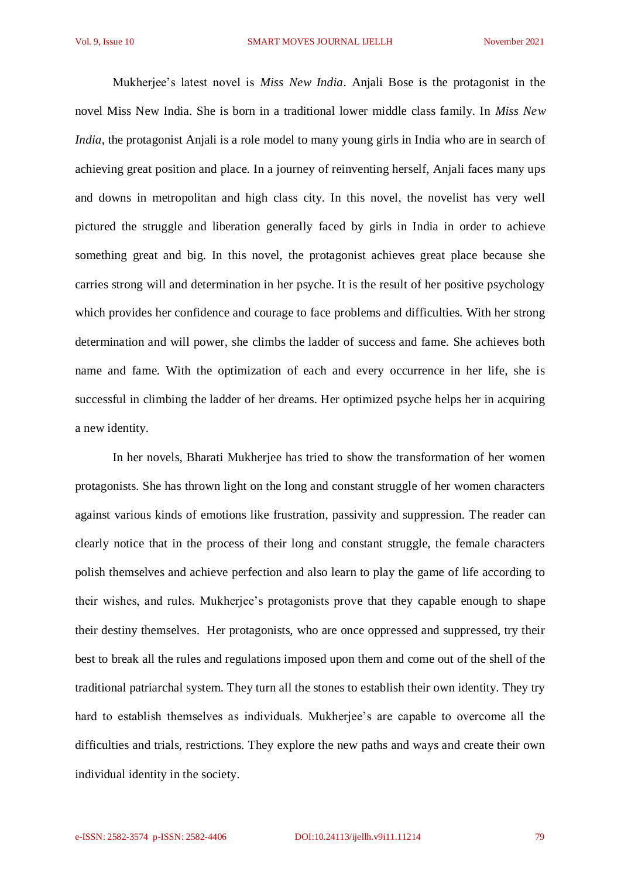Mukherjee's latest novel is *Miss New India*. Anjali Bose is the protagonist in the novel Miss New India. She is born in a traditional lower middle class family. In *Miss New India*, the protagonist Anjali is a role model to many young girls in India who are in search of achieving great position and place. In a journey of reinventing herself, Anjali faces many ups and downs in metropolitan and high class city. In this novel, the novelist has very well pictured the struggle and liberation generally faced by girls in India in order to achieve something great and big. In this novel, the protagonist achieves great place because she carries strong will and determination in her psyche. It is the result of her positive psychology which provides her confidence and courage to face problems and difficulties. With her strong determination and will power, she climbs the ladder of success and fame. She achieves both name and fame. With the optimization of each and every occurrence in her life, she is successful in climbing the ladder of her dreams. Her optimized psyche helps her in acquiring a new identity.

In her novels, Bharati Mukherjee has tried to show the transformation of her women protagonists. She has thrown light on the long and constant struggle of her women characters against various kinds of emotions like frustration, passivity and suppression. The reader can clearly notice that in the process of their long and constant struggle, the female characters polish themselves and achieve perfection and also learn to play the game of life according to their wishes, and rules. Mukherjee's protagonists prove that they capable enough to shape their destiny themselves. Her protagonists, who are once oppressed and suppressed, try their best to break all the rules and regulations imposed upon them and come out of the shell of the traditional patriarchal system. They turn all the stones to establish their own identity. They try hard to establish themselves as individuals. Mukherjee's are capable to overcome all the difficulties and trials, restrictions. They explore the new paths and ways and create their own individual identity in the society.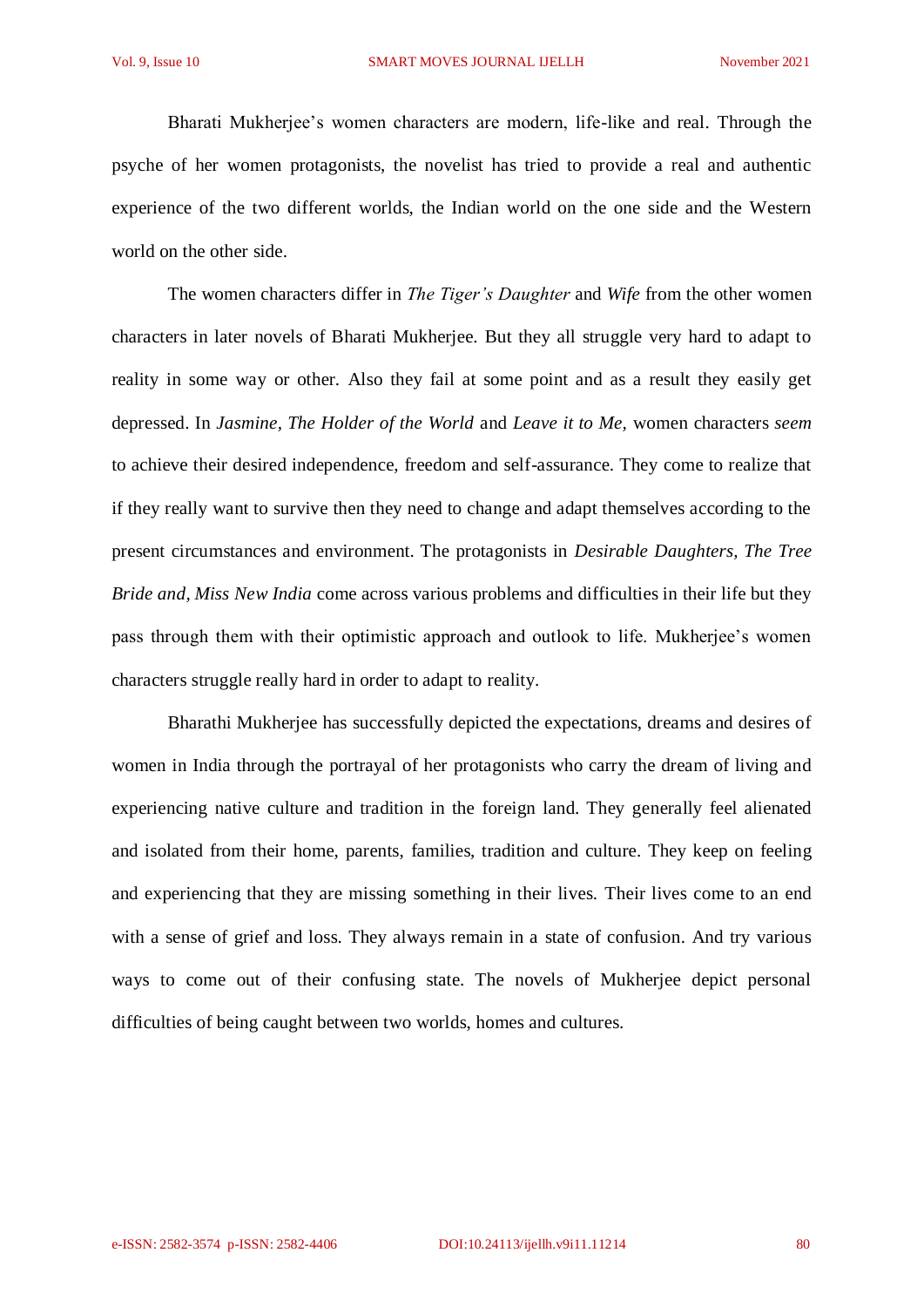Bharati Mukherjee's women characters are modern, life-like and real. Through the psyche of her women protagonists, the novelist has tried to provide a real and authentic experience of the two different worlds, the Indian world on the one side and the Western world on the other side.

The women characters differ in *The Tiger's Daughter* and *Wife* from the other women characters in later novels of Bharati Mukherjee. But they all struggle very hard to adapt to reality in some way or other. Also they fail at some point and as a result they easily get depressed. In *Jasmine*, *The Holder of the World* and *Leave it to Me,* women characters *seem* to achieve their desired independence, freedom and self-assurance. They come to realize that if they really want to survive then they need to change and adapt themselves according to the present circumstances and environment. The protagonists in *Desirable Daughters, The Tree Bride and, Miss New India* come across various problems and difficulties in their life but they pass through them with their optimistic approach and outlook to life. Mukherjee's women characters struggle really hard in order to adapt to reality.

Bharathi Mukherjee has successfully depicted the expectations, dreams and desires of women in India through the portrayal of her protagonists who carry the dream of living and experiencing native culture and tradition in the foreign land. They generally feel alienated and isolated from their home, parents, families, tradition and culture. They keep on feeling and experiencing that they are missing something in their lives. Their lives come to an end with a sense of grief and loss. They always remain in a state of confusion. And try various ways to come out of their confusing state. The novels of Mukherjee depict personal difficulties of being caught between two worlds, homes and cultures.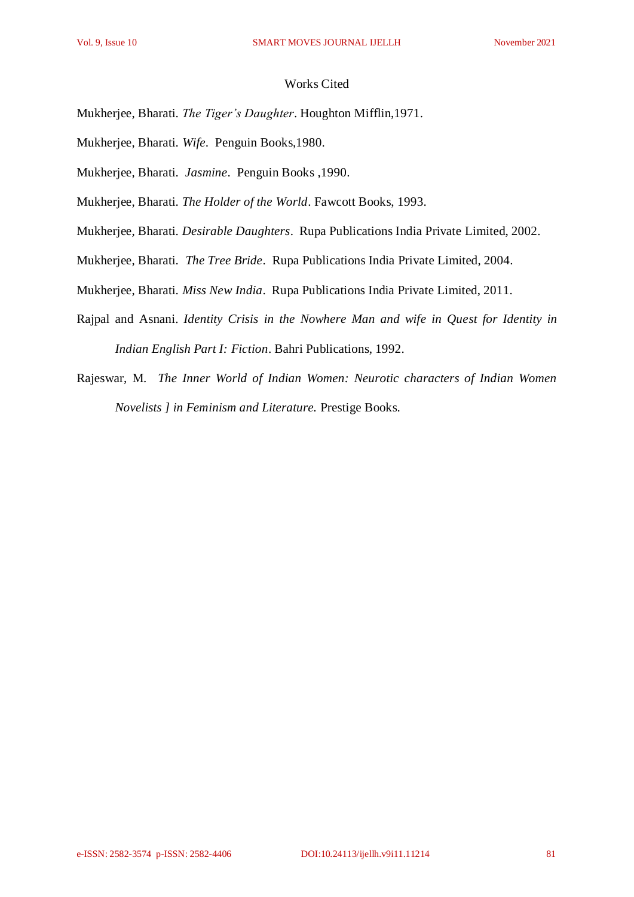## Works Cited

Mukherjee, Bharati. *The Tiger's Daughter*. Houghton Mifflin,1971.

Mukherjee, Bharati. *Wife*. Penguin Books,1980.

Mukherjee, Bharati. *Jasmine*. Penguin Books ,1990.

Mukherjee, Bharati. *The Holder of the World*. Fawcott Books, 1993.

Mukherjee, Bharati. *Desirable Daughters*. Rupa Publications India Private Limited, 2002.

Mukherjee, Bharati. *The Tree Bride*. Rupa Publications India Private Limited, 2004.

Mukherjee, Bharati. *Miss New India*. Rupa Publications India Private Limited, 2011.

Rajpal and Asnani. *Identity Crisis in the Nowhere Man and wife in Quest for Identity in Indian English Part I: Fiction*. Bahri Publications, 1992.

Rajeswar, M. *The Inner World of Indian Women: Neurotic characters of Indian Women Novelists ] in Feminism and Literature.* Prestige Books.